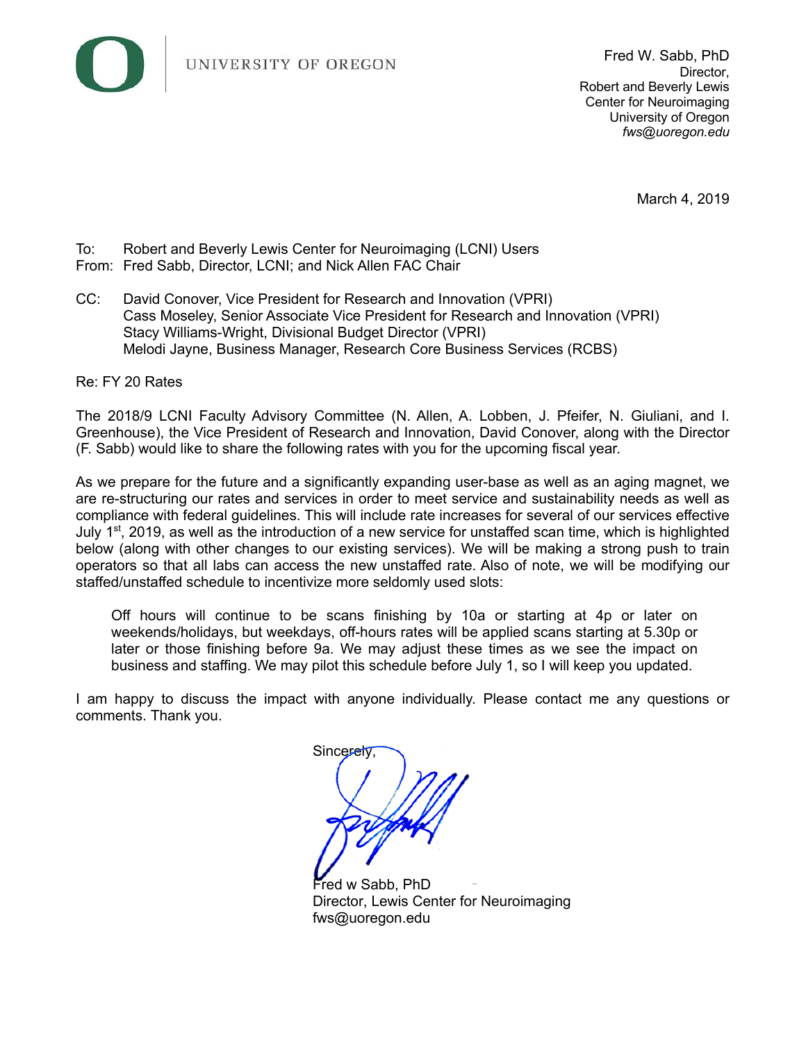UNIVERSITY OF OREGON

Fred W. Sabb, PhD
Director,
Robert and Beverly Lewis
Center for Neuroimaging
University of Oregon
*fws@uoregon.edu*

March 4, 2019

To: Robert and Beverly Lewis Center for Neuroimaging (LCNI) Users
From: Fred Sabb, Director, LCNI; and Nick Allen FAC Chair

CC: David Conover, Vice President for Research and Innovation (VPRI)
Cass Moseley, Senior Associate Vice President for Research and Innovation (VPRI)
Stacy Williams-Wright, Divisional Budget Director (VPRI)
Melodi Jayne, Business Manager, Research Core Business Services (RCBS)

Re: FY 20 Rates

The 2018/9 LCNI Faculty Advisory Committee (N. Allen, A. Lobben, J. Pfeifer, N. Giuliani, and I. Greenhouse), the Vice President of Research and Innovation, David Conover, along with the Director (F. Sabb) would like to share the following rates with you for the upcoming fiscal year.

As we prepare for the future and a significantly expanding user-base as well as an aging magnet, we are re-structuring our rates and services in order to meet service and sustainability needs as well as compliance with federal guidelines. This will include rate increases for several of our services effective July 1st, 2019, as well as the introduction of a new service for unstaffed scan time, which is highlighted below (along with other changes to our existing services). We will be making a strong push to train operators so that all labs can access the new unstaffed rate. Also of note, we will be modifying our staffed/unstaffed schedule to incentivize more seldomly used slots:

> Off hours will continue to be scans finishing by 10a or starting at 4p or later on weekends/holidays, but weekdays, off-hours rates will be applied scans starting at 5.30p or later or those finishing before 9a. We may adjust these times as we see the impact on business and staffing. We may pilot this schedule before July 1, so I will keep you updated.

I am happy to discuss the impact with anyone individually. Please contact me any questions or comments. Thank you.

Sincerely,

Fred w Sabb, PhD
Director, Lewis Center for Neuroimaging
fws@uoregon.edu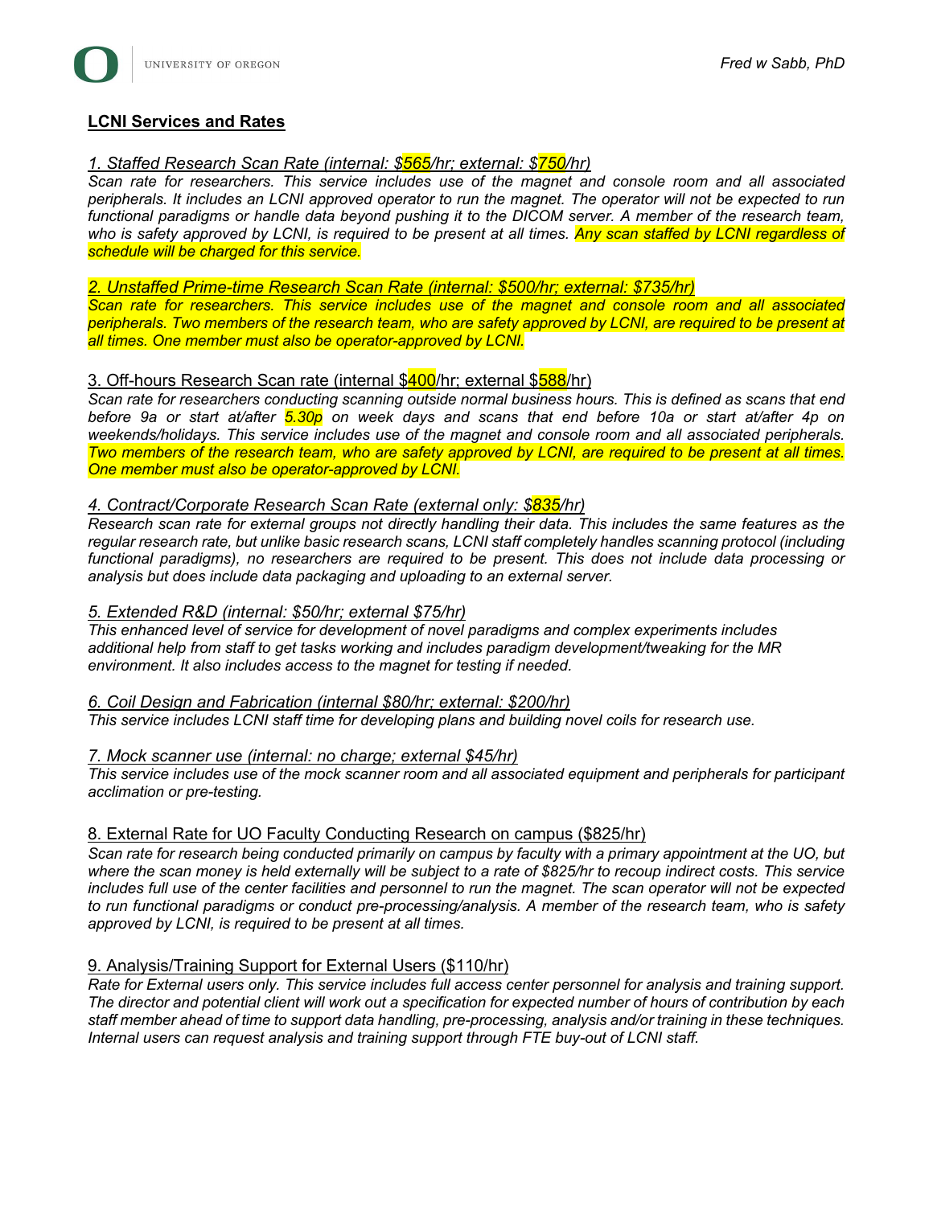## LCNI Services and Rates

*1. Staffed Research Scan Rate (internal: $565/hr; external: $750/hr)*

*Scan rate for researchers. This service includes use of the magnet and console room and all associated peripherals. It includes an LCNI approved operator to run the magnet. The operator will not be expected to run functional paradigms or handle data beyond pushing it to the DICOM server. A member of the research team, who is safety approved by LCNI, is required to be present at all times. Any scan staffed by LCNI regardless of schedule will be charged for this service.*

*2. Unstaffed Prime-time Research Scan Rate (internal: $500/hr; external: $735/hr)*

*Scan rate for researchers. This service includes use of the magnet and console room and all associated peripherals. Two members of the research team, who are safety approved by LCNI, are required to be present at all times. One member must also be operator-approved by LCNI.*

3. Off-hours Research Scan rate (internal $400/hr; external $588/hr)

*Scan rate for researchers conducting scanning outside normal business hours. This is defined as scans that end before 9a or start at/after 5.30p on week days and scans that end before 10a or start at/after 4p on weekends/holidays. This service includes use of the magnet and console room and all associated peripherals. Two members of the research team, who are safety approved by LCNI, are required to be present at all times. One member must also be operator-approved by LCNI.*

*4. Contract/Corporate Research Scan Rate (external only: $835/hr)*

*Research scan rate for external groups not directly handling their data. This includes the same features as the regular research rate, but unlike basic research scans, LCNI staff completely handles scanning protocol (including functional paradigms), no researchers are required to be present. This does not include data processing or analysis but does include data packaging and uploading to an external server.*

*5. Extended R&D (internal: $50/hr; external $75/hr)*

*This enhanced level of service for development of novel paradigms and complex experiments includes additional help from staff to get tasks working and includes paradigm development/tweaking for the MR environment. It also includes access to the magnet for testing if needed.*

*6. Coil Design and Fabrication (internal $80/hr; external: $200/hr)*

*This service includes LCNI staff time for developing plans and building novel coils for research use.*

*7. Mock scanner use (internal: no charge; external $45/hr)*

*This service includes use of the mock scanner room and all associated equipment and peripherals for participant acclimation or pre-testing.*

8. External Rate for UO Faculty Conducting Research on campus ($825/hr)

*Scan rate for research being conducted primarily on campus by faculty with a primary appointment at the UO, but where the scan money is held externally will be subject to a rate of $825/hr to recoup indirect costs. This service includes full use of the center facilities and personnel to run the magnet. The scan operator will not be expected to run functional paradigms or conduct pre-processing/analysis. A member of the research team, who is safety approved by LCNI, is required to be present at all times.*

9. Analysis/Training Support for External Users ($110/hr)

*Rate for External users only. This service includes full access center personnel for analysis and training support. The director and potential client will work out a specification for expected number of hours of contribution by each staff member ahead of time to support data handling, pre-processing, analysis and/or training in these techniques. Internal users can request analysis and training support through FTE buy-out of LCNI staff.*